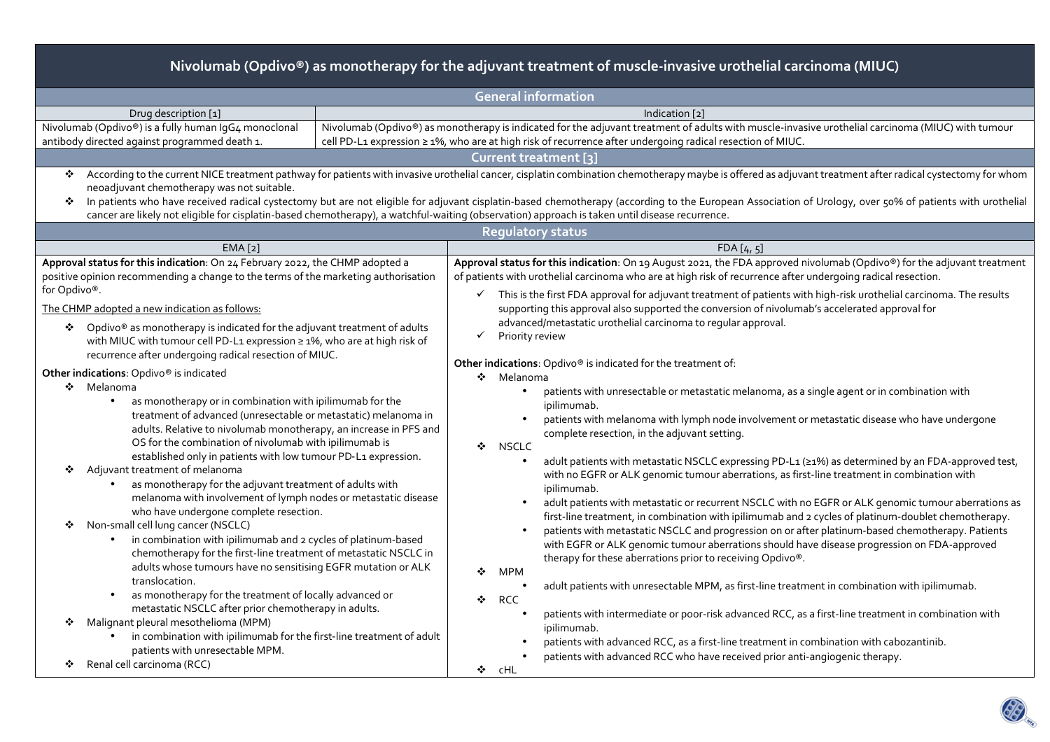# Nivolumab (Opdivo®) as monotherapy for the adjuvant treatment of muscle-invasive urothelial carcinoma (MIUC)

## General information

| Drug description [1] | Indication [2] |
| --- | --- |
| Nivolumab (Opdivo®) is a fully human IgG4 monoclonal antibody directed against programmed death 1. | Nivolumab (Opdivo®) as monotherapy is indicated for the adjuvant treatment of adults with muscle-invasive urothelial carcinoma (MIUC) with tumour cell PD-L1 expression ≥ 1%, who are at high risk of recurrence after undergoing radical resection of MIUC. |

## Current treatment [3]

- According to the current NICE treatment pathway for patients with invasive urothelial cancer, cisplatin combination chemotherapy maybe is offered as adjuvant treatment after radical cystectomy for whom neoadjuvant chemotherapy was not suitable.
- In patients who have received radical cystectomy but are not eligible for adjuvant cisplatin-based chemotherapy (according to the European Association of Urology, over 50% of patients with urothelial cancer are likely not eligible for cisplatin-based chemotherapy), a watchful-waiting (observation) approach is taken until disease recurrence.

## Regulatory status

### EMA [2]

**Approval status for this indication**: On 24 February 2022, the CHMP adopted a positive opinion recommending a change to the terms of the marketing authorisation for Opdivo®.

The CHMP adopted a new indication as follows:

- Opdivo® as monotherapy is indicated for the adjuvant treatment of adults with MIUC with tumour cell PD-L1 expression ≥ 1%, who are at high risk of recurrence after undergoing radical resection of MIUC.

**Other indications**: Opdivo® is indicated

- Melanoma
  - as monotherapy or in combination with ipilimumab for the treatment of advanced (unresectable or metastatic) melanoma in adults. Relative to nivolumab monotherapy, an increase in PFS and OS for the combination of nivolumab with ipilimumab is established only in patients with low tumour PD-L1 expression.
- Adjuvant treatment of melanoma
  - as monotherapy for the adjuvant treatment of adults with melanoma with involvement of lymph nodes or metastatic disease who have undergone complete resection.
- Non-small cell lung cancer (NSCLC)
  - in combination with ipilimumab and 2 cycles of platinum-based chemotherapy for the first-line treatment of metastatic NSCLC in adults whose tumours have no sensitising EGFR mutation or ALK translocation.
  - as monotherapy for the treatment of locally advanced or metastatic NSCLC after prior chemotherapy in adults.
- Malignant pleural mesothelioma (MPM)
  - in combination with ipilimumab for the first-line treatment of adult patients with unresectable MPM.
- Renal cell carcinoma (RCC)

### FDA [4, 5]

**Approval status for this indication**: On 19 August 2021, the FDA approved nivolumab (Opdivo®) for the adjuvant treatment of patients with urothelial carcinoma who are at high risk of recurrence after undergoing radical resection.

- ✓ This is the first FDA approval for adjuvant treatment of patients with high-risk urothelial carcinoma. The results supporting this approval also supported the conversion of nivolumab's accelerated approval for advanced/metastatic urothelial carcinoma to regular approval.
- ✓ Priority review

**Other indications**: Opdivo® is indicated for the treatment of:

- Melanoma
  - patients with unresectable or metastatic melanoma, as a single agent or in combination with ipilimumab.
  - patients with melanoma with lymph node involvement or metastatic disease who have undergone complete resection, in the adjuvant setting.
- NSCLC
  - adult patients with metastatic NSCLC expressing PD-L1 (≥1%) as determined by an FDA-approved test, with no EGFR or ALK genomic tumour aberrations, as first-line treatment in combination with ipilimumab.
  - adult patients with metastatic or recurrent NSCLC with no EGFR or ALK genomic tumour aberrations as first-line treatment, in combination with ipilimumab and 2 cycles of platinum-doublet chemotherapy.
  - patients with metastatic NSCLC and progression on or after platinum-based chemotherapy. Patients with EGFR or ALK genomic tumour aberrations should have disease progression on FDA-approved therapy for these aberrations prior to receiving Opdivo®.
- MPM
  - adult patients with unresectable MPM, as first-line treatment in combination with ipilimumab.
- RCC
  - patients with intermediate or poor-risk advanced RCC, as a first-line treatment in combination with ipilimumab.
  - patients with advanced RCC, as a first-line treatment in combination with cabozantinib.
  - patients with advanced RCC who have received prior anti-angiogenic therapy.
- cHL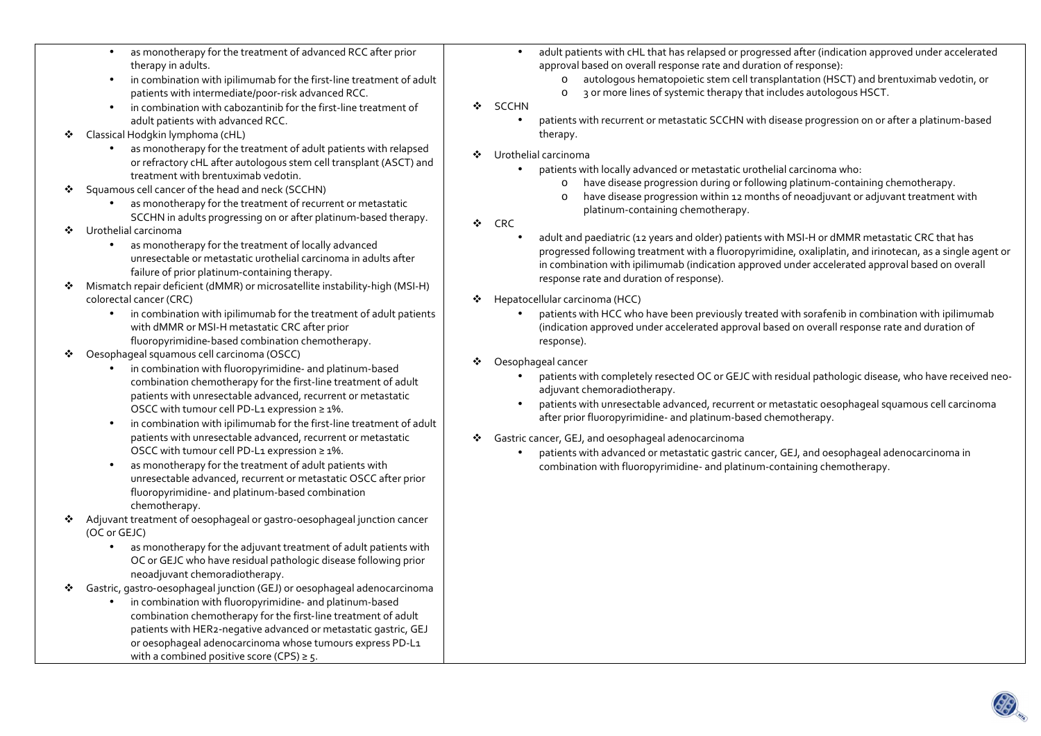- as monotherapy for the treatment of advanced RCC after prior therapy in adults.
- in combination with ipilimumab for the first-line treatment of adult patients with intermediate/poor-risk advanced RCC.
- in combination with cabozantinib for the first-line treatment of adult patients with advanced RCC.

❖ Classical Hodgkin lymphoma (cHL)
- as monotherapy for the treatment of adult patients with relapsed or refractory cHL after autologous stem cell transplant (ASCT) and treatment with brentuximab vedotin.

❖ Squamous cell cancer of the head and neck (SCCHN)
- as monotherapy for the treatment of recurrent or metastatic SCCHN in adults progressing on or after platinum-based therapy.

❖ Urothelial carcinoma
- as monotherapy for the treatment of locally advanced unresectable or metastatic urothelial carcinoma in adults after failure of prior platinum-containing therapy.

❖ Mismatch repair deficient (dMMR) or microsatellite instability-high (MSI-H) colorectal cancer (CRC)
- in combination with ipilimumab for the treatment of adult patients with dMMR or MSI-H metastatic CRC after prior fluoropyrimidine-based combination chemotherapy.

❖ Oesophageal squamous cell carcinoma (OSCC)
- in combination with fluoropyrimidine- and platinum-based combination chemotherapy for the first-line treatment of adult patients with unresectable advanced, recurrent or metastatic OSCC with tumour cell PD-L1 expression ≥ 1%.
- in combination with ipilimumab for the first-line treatment of adult patients with unresectable advanced, recurrent or metastatic OSCC with tumour cell PD-L1 expression ≥ 1%.
- as monotherapy for the treatment of adult patients with unresectable advanced, recurrent or metastatic OSCC after prior fluoropyrimidine- and platinum-based combination chemotherapy.

❖ Adjuvant treatment of oesophageal or gastro-oesophageal junction cancer (OC or GEJC)
- as monotherapy for the adjuvant treatment of adult patients with OC or GEJC who have residual pathologic disease following prior neoadjuvant chemoradiotherapy.

❖ Gastric, gastro-oesophageal junction (GEJ) or oesophageal adenocarcinoma
- in combination with fluoropyrimidine- and platinum-based combination chemotherapy for the first-line treatment of adult patients with HER2-negative advanced or metastatic gastric, GEJ or oesophageal adenocarcinoma whose tumours express PD-L1 with a combined positive score (CPS) ≥ 5.

- adult patients with cHL that has relapsed or progressed after (indication approved under accelerated approval based on overall response rate and duration of response):
  - autologous hematopoietic stem cell transplantation (HSCT) and brentuximab vedotin, or
  - 3 or more lines of systemic therapy that includes autologous HSCT.

❖ SCCHN
- patients with recurrent or metastatic SCCHN with disease progression on or after a platinum-based therapy.

❖ Urothelial carcinoma
- patients with locally advanced or metastatic urothelial carcinoma who:
  - have disease progression during or following platinum-containing chemotherapy.
  - have disease progression within 12 months of neoadjuvant or adjuvant treatment with platinum-containing chemotherapy.

❖ CRC
- adult and paediatric (12 years and older) patients with MSI-H or dMMR metastatic CRC that has progressed following treatment with a fluoropyrimidine, oxaliplatin, and irinotecan, as a single agent or in combination with ipilimumab (indication approved under accelerated approval based on overall response rate and duration of response).

❖ Hepatocellular carcinoma (HCC)
- patients with HCC who have been previously treated with sorafenib in combination with ipilimumab (indication approved under accelerated approval based on overall response rate and duration of response).

❖ Oesophageal cancer
- patients with completely resected OC or GEJC with residual pathologic disease, who have received neo-adjuvant chemoradiotherapy.
- patients with unresectable advanced, recurrent or metastatic oesophageal squamous cell carcinoma after prior fluoropyrimidine- and platinum-based chemotherapy.

❖ Gastric cancer, GEJ, and oesophageal adenocarcinoma
- patients with advanced or metastatic gastric cancer, GEJ, and oesophageal adenocarcinoma in combination with fluoropyrimidine- and platinum-containing chemotherapy.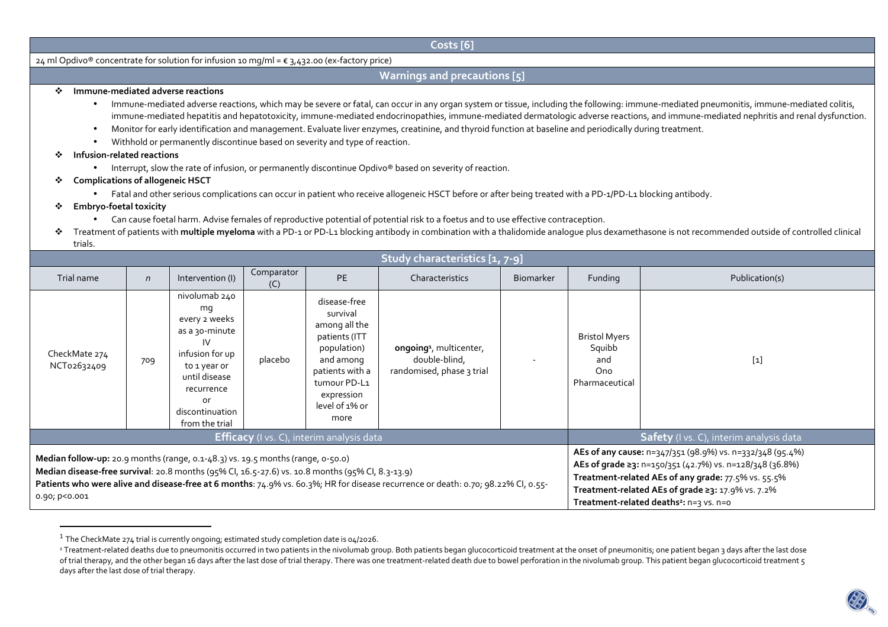## Costs [6]

24 ml Opdivo® concentrate for solution for infusion 10 mg/ml = € 3,432.00 (ex-factory price)

## Warnings and precautions [5]

- **Immune-mediated adverse reactions**
  - Immune-mediated adverse reactions, which may be severe or fatal, can occur in any organ system or tissue, including the following: immune-mediated pneumonitis, immune-mediated colitis, immune-mediated hepatitis and hepatotoxicity, immune-mediated endocrinopathies, immune-mediated dermatologic adverse reactions, and immune-mediated nephritis and renal dysfunction.
  - Monitor for early identification and management. Evaluate liver enzymes, creatinine, and thyroid function at baseline and periodically during treatment.
  - Withhold or permanently discontinue based on severity and type of reaction.
- **Infusion-related reactions**
  - Interrupt, slow the rate of infusion, or permanently discontinue Opdivo® based on severity of reaction.
- **Complications of allogeneic HSCT**
  - Fatal and other serious complications can occur in patient who receive allogeneic HSCT before or after being treated with a PD-1/PD-L1 blocking antibody.
- **Embryo-foetal toxicity**
  - Can cause foetal harm. Advise females of reproductive potential of potential risk to a foetus and to use effective contraception.
- Treatment of patients with **multiple myeloma** with a PD-1 or PD-L1 blocking antibody in combination with a thalidomide analogue plus dexamethasone is not recommended outside of controlled clinical trials.

## Study characteristics [1, 7-9]

| Trial name | *n* | Intervention (I) | Comparator (C) | PE | Characteristics | Biomarker | Funding | Publication(s) |
|---|---|---|---|---|---|---|---|---|
| CheckMate 274 NCT02632409 | 709 | nivolumab 240 mg every 2 weeks as a 30-minute IV infusion for up to 1 year or until disease recurrence or discontinuation from the trial | placebo | disease-free survival among all the patients (ITT population) and among patients with a tumour PD-L1 expression level of 1% or more | **ongoing**[1], multicenter, double-blind, randomised, phase 3 trial | - | Bristol Myers Squibb and Ono Pharmaceutical | [1] |

| **Efficacy** (I vs. C), interim analysis data | **Safety** (I vs. C), interim analysis data |
|---|---|
| **Median follow-up:** 20.9 months (range, 0.1-48.3) vs. 19.5 months (range, 0-50.0)<br>**Median disease-free survival**: 20.8 months (95% CI, 16.5-27.6) vs. 10.8 months (95% CI, 8.3-13.9)<br>**Patients who were alive and disease-free at 6 months**: 74.9% vs. 60.3%; HR for disease recurrence or death: 0.70; 98.22% CI, 0.55-0.90; p<0.001 | **AEs of any cause:** n=347/351 (98.9%) vs. n=332/348 (95.4%)<br>**AEs of grade ≥3:** n=150/351 (42.7%) vs. n=128/348 (36.8%)<br>**Treatment-related AEs of any grade:** 77.5% vs. 55.5%<br>**Treatment-related AEs of grade ≥3:** 17.9% vs. 7.2%<br>**Treatment-related deaths**[2]**:** n=3 vs. n=0 |

[1] The CheckMate 274 trial is currently ongoing; estimated study completion date is 04/2026.

[2] Treatment-related deaths due to pneumonitis occurred in two patients in the nivolumab group. Both patients began glucocorticoid treatment at the onset of pneumonitis; one patient began 3 days after the last dose of trial therapy, and the other began 16 days after the last dose of trial therapy. There was one treatment-related death due to bowel perforation in the nivolumab group. This patient began glucocorticoid treatment 5 days after the last dose of trial therapy.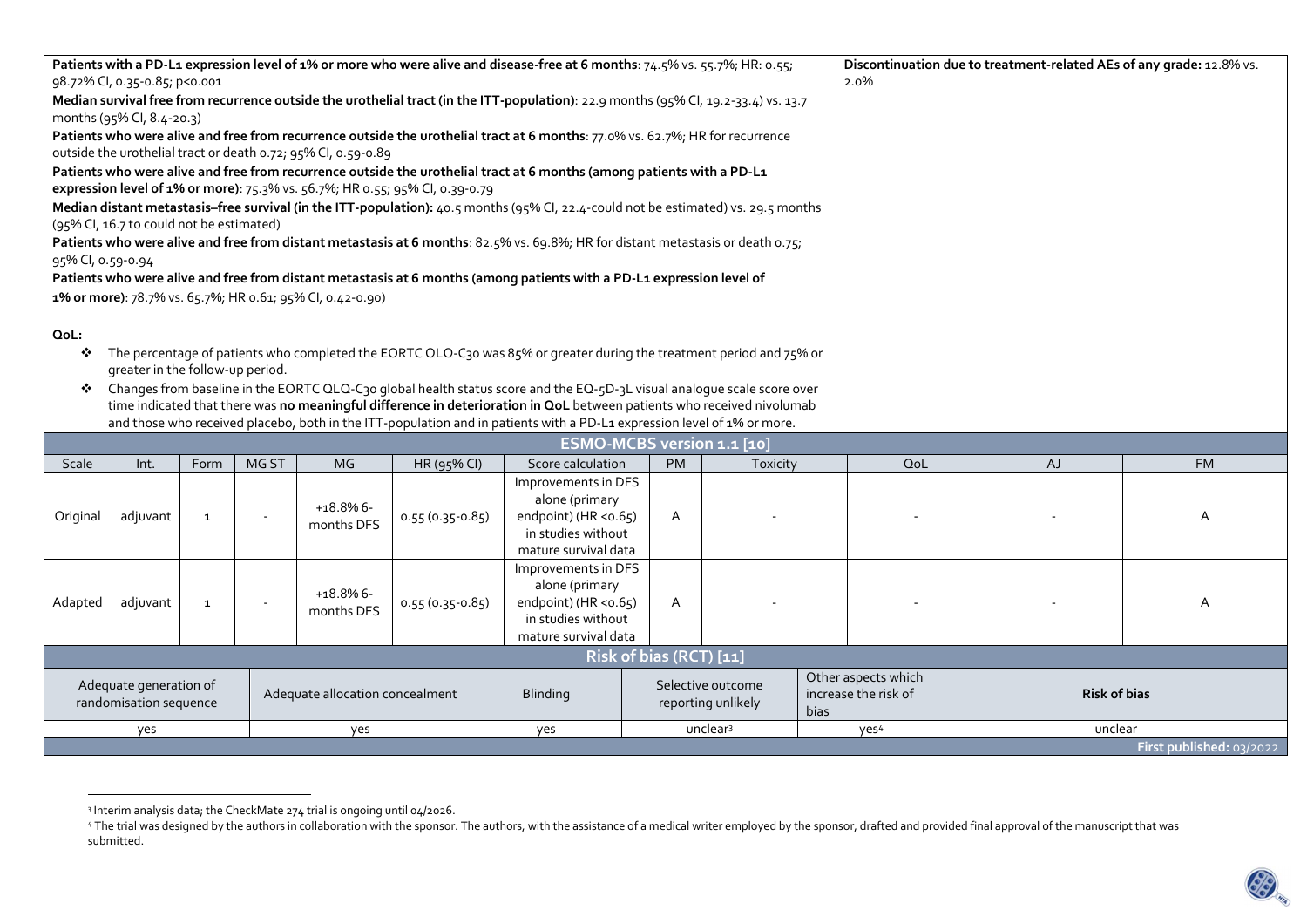| | |
|---|---|
| **Patients with a PD-L1 expression level of 1% or more who were alive and disease-free at 6 months**: 74.5% vs. 55.7%; HR: 0.55; 98.72% CI, 0.35-0.85; p<0.001<br>**Median survival free from recurrence outside the urothelial tract (in the ITT-population)**: 22.9 months (95% CI, 19.2-33.4) vs. 13.7 months (95% CI, 8.4-20.3)<br>**Patients who were alive and free from recurrence outside the urothelial tract at 6 months**: 77.0% vs. 62.7%; HR for recurrence outside the urothelial tract or death 0.72; 95% CI, 0.59-0.89<br>**Patients who were alive and free from recurrence outside the urothelial tract at 6 months (among patients with a PD-L1 expression level of 1% or more)**: 75.3% vs. 56.7%; HR 0.55; 95% CI, 0.39-0.79<br>**Median distant metastasis–free survival (in the ITT-population):** 40.5 months (95% CI, 22.4-could not be estimated) vs. 29.5 months (95% CI, 16.7 to could not be estimated)<br>**Patients who were alive and free from distant metastasis at 6 months**: 82.5% vs. 69.8%; HR for distant metastasis or death 0.75; 95% CI, 0.59-0.94<br>**Patients who were alive and free from distant metastasis at 6 months (among patients with a PD-L1 expression level of 1% or more)**: 78.7% vs. 65.7%; HR 0.61; 95% CI, 0.42-0.90)<br><br>**QoL:**<br>❖ The percentage of patients who completed the EORTC QLQ-C30 was 85% or greater during the treatment period and 75% or greater in the follow-up period.<br>❖ Changes from baseline in the EORTC QLQ-C30 global health status score and the EQ-5D-3L visual analogue scale score over time indicated that there was **no meaningful difference in deterioration in QoL** between patients who received nivolumab and those who received placebo, both in the ITT-population and in patients with a PD-L1 expression level of 1% or more. | **Discontinuation due to treatment-related AEs of any grade:** 12.8% vs. 2.0% |

**ESMO-MCBS version 1.1 [10]**

| Scale | Int. | Form | MG ST | MG | HR (95% CI) | Score calculation | PM | Toxicity | QoL | AJ | FM |
|---|---|---|---|---|---|---|---|---|---|---|---|
| Original | adjuvant | 1 | - | +18.8% 6-months DFS | 0.55 (0.35-0.85) | Improvements in DFS alone (primary endpoint) (HR <0.65) in studies without mature survival data | A | - | - | - | A |
| Adapted | adjuvant | 1 | - | +18.8% 6-months DFS | 0.55 (0.35-0.85) | Improvements in DFS alone (primary endpoint) (HR <0.65) in studies without mature survival data | A | - | - | - | A |

**Risk of bias (RCT) [11]**

| Adequate generation of randomisation sequence | Adequate allocation concealment | Blinding | Selective outcome reporting unlikely | Other aspects which increase the risk of bias | **Risk of bias** |
|---|---|---|---|---|---|
| yes | yes | yes | unclear[3] | yes[4] | unclear |

First published: 03/2022

[3] Interim analysis data; the CheckMate 274 trial is ongoing until 04/2026.

[4] The trial was designed by the authors in collaboration with the sponsor. The authors, with the assistance of a medical writer employed by the sponsor, drafted and provided final approval of the manuscript that was submitted.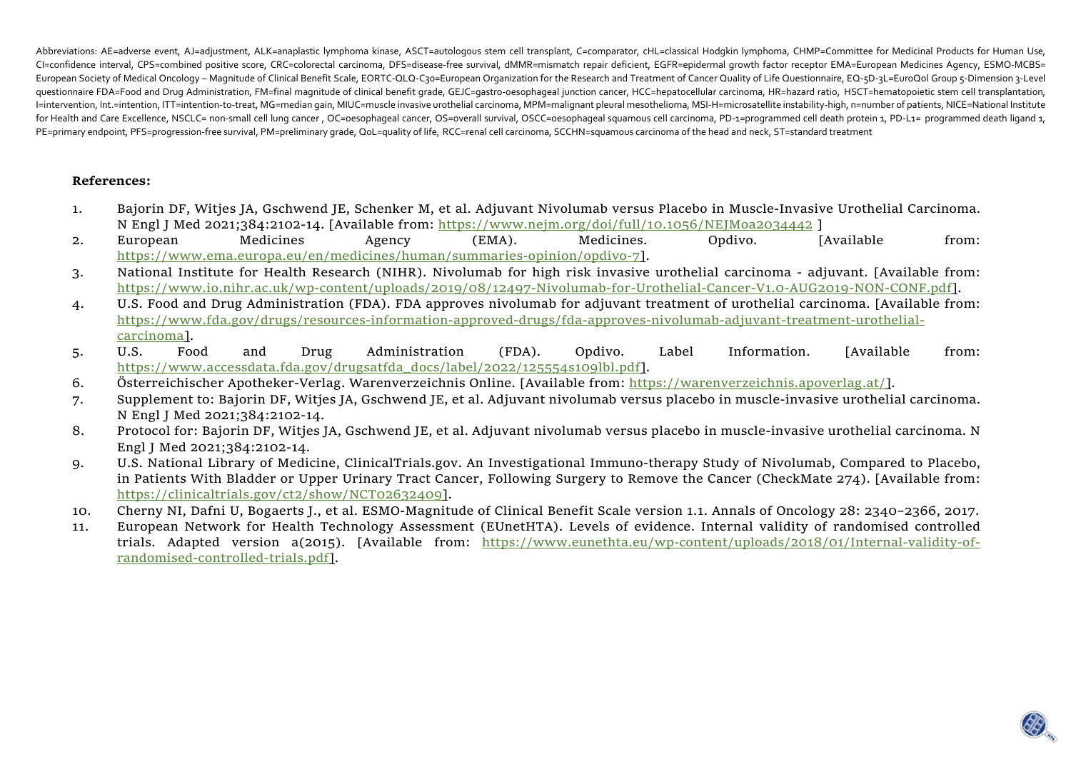Abbreviations: AE=adverse event, AJ=adjustment, ALK=anaplastic lymphoma kinase, ASCT=autologous stem cell transplant, C=comparator, cHL=classical Hodgkin lymphoma, CHMP=Committee for Medicinal Products for Human Use, CI=confidence interval, CPS=combined positive score, CRC=colorectal carcinoma, DFS=disease-free survival, dMMR=mismatch repair deficient, EGFR=epidermal growth factor receptor EMA=European Medicines Agency, ESMO-MCBS= European Society of Medical Oncology – Magnitude of Clinical Benefit Scale, EORTC-QLQ-C30=European Organization for the Research and Treatment of Cancer Quality of Life Questionnaire, EQ-5D-3L=EuroQol Group 5-Dimension 3-Level questionnaire FDA=Food and Drug Administration, FM=final magnitude of clinical benefit grade, GEJC=gastro-oesophageal junction cancer, HCC=hepatocellular carcinoma, HR=hazard ratio, HSCT=hematopoietic stem cell transplantation, I=intervention, Int.=intention, ITT=intention-to-treat, MG=median gain, MIUC=muscle invasive urothelial carcinoma, MPM=malignant pleural mesothelioma, MSI-H=microsatellite instability-high, n=number of patients, NICE=National Institute for Health and Care Excellence, NSCLC= non-small cell lung cancer , OC=oesophageal cancer, OS=overall survival, OSCC=oesophageal squamous cell carcinoma, PD-1=programmed cell death protein 1, PD-L1= programmed death ligand 1, PE=primary endpoint, PFS=progression-free survival, PM=preliminary grade, QoL=quality of life, RCC=renal cell carcinoma, SCCHN=squamous carcinoma of the head and neck, ST=standard treatment

**References:**

1. Bajorin DF, Witjes JA, Gschwend JE, Schenker M, et al. Adjuvant Nivolumab versus Placebo in Muscle-Invasive Urothelial Carcinoma. N Engl J Med 2021;384:2102-14. [Available from: https://www.nejm.org/doi/full/10.1056/NEJMoa2034442 ]
2. European Medicines Agency (EMA). Medicines. Opdivo. [Available from: https://www.ema.europa.eu/en/medicines/human/summaries-opinion/opdivo-7].
3. National Institute for Health Research (NIHR). Nivolumab for high risk invasive urothelial carcinoma - adjuvant. [Available from: https://www.io.nihr.ac.uk/wp-content/uploads/2019/08/12497-Nivolumab-for-Urothelial-Cancer-V1.0-AUG2019-NON-CONF.pdf].
4. U.S. Food and Drug Administration (FDA). FDA approves nivolumab for adjuvant treatment of urothelial carcinoma. [Available from: https://www.fda.gov/drugs/resources-information-approved-drugs/fda-approves-nivolumab-adjuvant-treatment-urothelial-carcinoma].
5. U.S. Food and Drug Administration (FDA). Opdivo. Label Information. [Available from: https://www.accessdata.fda.gov/drugsatfda_docs/label/2022/125554s109lbl.pdf].
6. Österreichischer Apotheker-Verlag. Warenverzeichnis Online. [Available from: https://warenverzeichnis.apoverlag.at/].
7. Supplement to: Bajorin DF, Witjes JA, Gschwend JE, et al. Adjuvant nivolumab versus placebo in muscle-invasive urothelial carcinoma. N Engl J Med 2021;384:2102-14.
8. Protocol for: Bajorin DF, Witjes JA, Gschwend JE, et al. Adjuvant nivolumab versus placebo in muscle-invasive urothelial carcinoma. N Engl J Med 2021;384:2102-14.
9. U.S. National Library of Medicine, ClinicalTrials.gov. An Investigational Immuno-therapy Study of Nivolumab, Compared to Placebo, in Patients With Bladder or Upper Urinary Tract Cancer, Following Surgery to Remove the Cancer (CheckMate 274). [Available from: https://clinicaltrials.gov/ct2/show/NCT02632409].
10. Cherny NI, Dafni U, Bogaerts J., et al. ESMO-Magnitude of Clinical Benefit Scale version 1.1. Annals of Oncology 28: 2340–2366, 2017.
11. European Network for Health Technology Assessment (EUnetHTA). Levels of evidence. Internal validity of randomised controlled trials. Adapted version a(2015). [Available from: https://www.eunethta.eu/wp-content/uploads/2018/01/Internal-validity-of-randomised-controlled-trials.pdf].